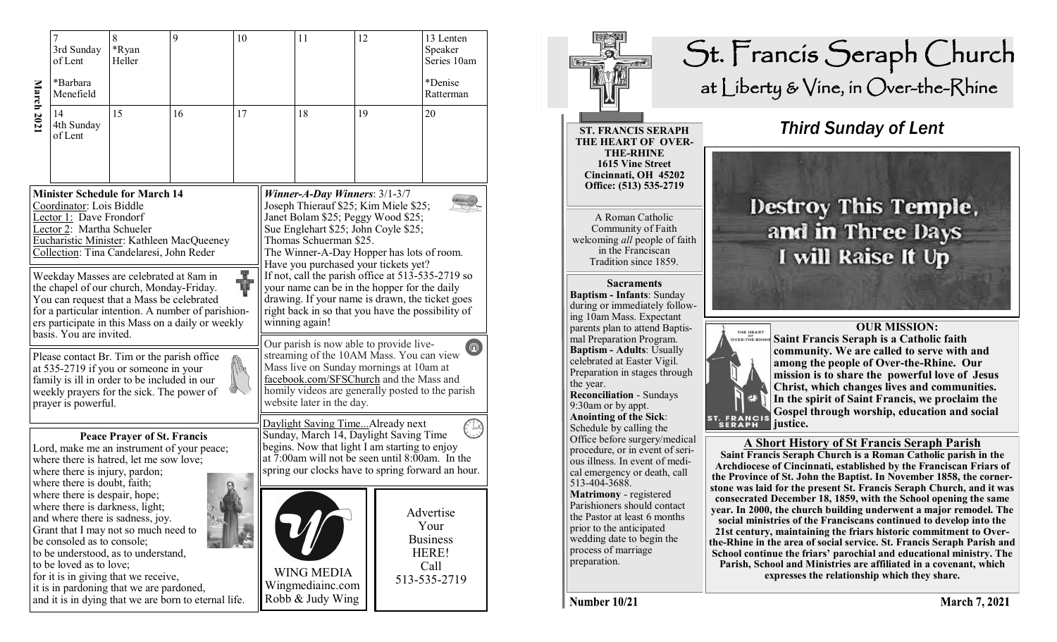**March 2021**

| 7<br>3rd Sunday of Lent<br>*Barbara Menefield | 8<br>*Ryan Heller | 9 | 10 | 11 | 12 | 13 Lenten Speaker Series 10am<br>*Denise Ratterman |
|---|---|---|---|---|---|---|
| 14<br>4th Sunday of Lent | 15 | 16 | 17 | 18 | 19 | 20 |

**Minister Schedule for March 14**
Coordinator: Lois Biddle
Lector 1: Dave Frondorf
Lector 2: Martha Schueler
Eucharistic Minister: Kathleen MacQueeney
Collection: Tina Candelaresi, John Reder

Weekday Masses are celebrated at 8am in the chapel of our church, Monday-Friday. You can request that a Mass be celebrated for a particular intention. A number of parishioners participate in this Mass on a daily or weekly basis. You are invited.

Please contact Br. Tim or the parish office at 535-2719 if you or someone in your family is ill in order to be included in our weekly prayers for the sick. The power of prayer is powerful.

**Peace Prayer of St. Francis**

Lord, make me an instrument of your peace;
where there is hatred, let me sow love;
where there is injury, pardon;
where there is doubt, faith;
where there is despair, hope;
where there is darkness, light;
and where there is sadness, joy.
Grant that I may not so much need to be consoled as to console;
to be understood, as to understand,
to be loved as to love;
for it is in giving that we receive,
it is in pardoning that we are pardoned,
and it is in dying that we are born to eternal life.

***Winner-A-Day Winners***: 3/1-3/7
Joseph Thierauf $25; Kim Miele $25; Janet Bolam $25; Peggy Wood $25; Sue Englehart $25; John Coyle $25; Thomas Schuerman $25.
The Winner-A-Day Hopper has lots of room. Have you purchased your tickets yet? If not, call the parish office at 513-535-2719 so your name can be in the hopper for the daily drawing. If your name is drawn, the ticket goes right back in so that you have the possibility of winning again!

Our parish is now able to provide live-streaming of the 10AM Mass. You can view Mass live on Sunday mornings at 10am at facebook.com/SFSChurch and the Mass and homily videos are generally posted to the parish website later in the day.

Daylight Saving Time...Already next Sunday, March 14, Daylight Saving Time begins. Now that light I am starting to enjoy at 7:00am will not be seen until 8:00am. In the spring our clocks have to spring forward an hour.

WING MEDIA
Wingmediainc.com
Robb & Judy Wing

Advertise Your Business HERE!
Call 513-535-2719

# St. Francis Seraph Church
## at Liberty & Vine, in Over-the-Rhine

**ST. FRANCIS SERAPH THE HEART OF OVER-THE-RHINE**
**1615 Vine Street**
**Cincinnati, OH 45202**
**Office: (513) 535-2719**

A Roman Catholic Community of Faith welcoming *all* people of faith in the Franciscan Tradition since 1859.

**Sacraments**

**Baptism - Infants**: Sunday during or immediately following 10am Mass. Expectant parents plan to attend Baptismal Preparation Program.
**Baptism - Adults**: Usually celebrated at Easter Vigil. Preparation in stages through the year.
**Reconciliation** - Sundays 9:30am or by appt.
**Anointing of the Sick**: Schedule by calling the Office before surgery/medical procedure, or in event of serious illness. In event of medical emergency or death, call 513-404-3688.
**Matrimony** - registered Parishioners should contact the Pastor at least 6 months prior to the anticipated wedding date to begin the process of marriage preparation.

## *Third Sunday of Lent*

Destroy This Temple, and in Three Days I will Raise It Up

**OUR MISSION:**
**Saint Francis Seraph is a Catholic faith community. We are called to serve with and among the people of Over-the-Rhine. Our mission is to share the powerful love of Jesus Christ, which changes lives and communities. In the spirit of Saint Francis, we proclaim the Gospel through worship, education and social justice.**

**A Short History of St Francis Seraph Parish**

**Saint Francis Seraph Church is a Roman Catholic parish in the Archdiocese of Cincinnati, established by the Franciscan Friars of the Province of St. John the Baptist. In November 1858, the cornerstone was laid for the present St. Francis Seraph Church, and it was consecrated December 18, 1859, with the School opening the same year. In 2000, the church building underwent a major remodel. The social ministries of the Franciscans continued to develop into the 21st century, maintaining the friars historic commitment to Over-the-Rhine in the area of social service. St. Francis Seraph Parish and School continue the friars' parochial and educational ministry. The Parish, School and Ministries are affiliated in a covenant, which expresses the relationship which they share.**

**Number 10/21** **March 7, 2021**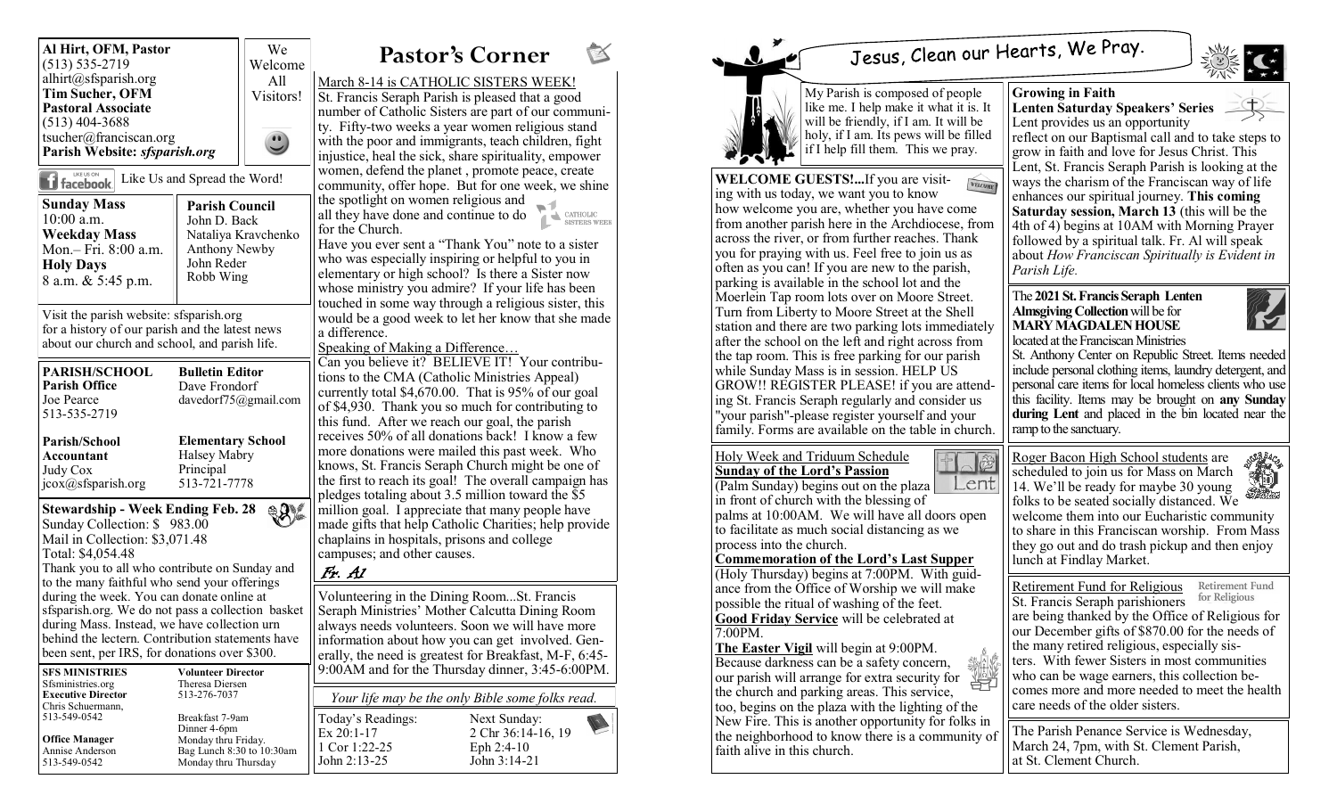**Al Hirt, OFM, Pastor**
(513) 535-2719
alhirt@sfsparish.org
**Tim Sucher, OFM**
**Pastoral Associate**
(513) 404-3688
tsucher@franciscan.org
**Parish Website:** ***sfsparish.org***

We Welcome All Visitors!

Like Us and Spread the Word!

**Sunday Mass**
10:00 a.m.
**Weekday Mass**
Mon.– Fri. 8:00 a.m.
**Holy Days**
8 a.m. & 5:45 p.m.

**Parish Council**
John D. Back
Nataliya Kravchenko
Anthony Newby
John Reder
Robb Wing

Visit the parish website: sfsparish.org for a history of our parish and the latest news about our church and school, and parish life.

**PARISH/SCHOOL Parish Office**
Joe Pearce
513-535-2719

**Bulletin Editor**
Dave Frondorf
davedorf75@gmail.com

**Parish/School Accountant**
Judy Cox
jcox@sfsparish.org

**Elementary School**
Halsey Mabry
Principal
513-721-7778

**Stewardship - Week Ending Feb. 28**
Sunday Collection: $ 983.00
Mail in Collection: $3,071.48
Total: $4,054.48
Thank you to all who contribute on Sunday and to the many faithful who send your offerings during the week. You can donate online at sfsparish.org. We do not pass a collection basket during Mass. Instead, we have collection urn behind the lectern. Contribution statements have been sent, per IRS, for donations over $300.

**SFS MINISTRIES**
Sfsministries.org
**Executive Director**
Chris Schuermann,
513-549-0542

**Office Manager**
Annise Anderson
513-549-0542

**Volunteer Director**
Theresa Diersen
513-276-7037

Breakfast 7-9am
Dinner 4-6pm
Monday thru Friday.
Bag Lunch 8:30 to 10:30am
Monday thru Thursday

# Pastor's Corner

March 8-14 is CATHOLIC SISTERS WEEK!
St. Francis Seraph Parish is pleased that a good number of Catholic Sisters are part of our community. Fifty-two weeks a year women religious stand with the poor and immigrants, teach children, fight injustice, heal the sick, share spirituality, empower women, defend the planet , promote peace, create community, offer hope. But for one week, we shine the spotlight on women religious and all they have done and continue to do for the Church.
Have you ever sent a "Thank You" note to a sister who was especially inspiring or helpful to you in elementary or high school? Is there a Sister now whose ministry you admire? If your life has been touched in some way through a religious sister, this would be a good week to let her know that she made a difference.

Speaking of Making a Difference…
Can you believe it? BELIEVE IT! Your contributions to the CMA (Catholic Ministries Appeal) currently total $4,670.00. That is 95% of our goal of $4,930. Thank you so much for contributing to this fund. After we reach our goal, the parish receives 50% of all donations back! I know a few more donations were mailed this past week. Who knows, St. Francis Seraph Church might be one of the first to reach its goal! The overall campaign has pledges totaling about 3.5 million toward the $5 million goal. I appreciate that many people have made gifts that help Catholic Charities; help provide chaplains in hospitals, prisons and college campuses; and other causes.

*Fr. Al*

Volunteering in the Dining Room...St. Francis Seraph Ministries' Mother Calcutta Dining Room always needs volunteers. Soon we will have more information about how you can get involved. Generally, the need is greatest for Breakfast, M-F, 6:45-9:00AM and for the Thursday dinner, 3:45-6:00PM.

*Your life may be the only Bible some folks read.*

| Today's Readings: | Next Sunday: |
|---|---|
| Ex 20:1-17 | 2 Chr 36:14-16, 19 |
| 1 Cor 1:22-25 | Eph 2:4-10 |
| John 2:13-25 | John 3:14-21 |

## Jesus, Clean our Hearts, We Pray.

My Parish is composed of people like me. I help make it what it is. It will be friendly, if I am. It will be holy, if I am. Its pews will be filled if I help fill them. This we pray.

**WELCOME GUESTS!...**If you are visiting with us today, we want you to know how welcome you are, whether you have come from another parish here in the Archdiocese, from across the river, or from further reaches. Thank you for praying with us. Feel free to join us as often as you can! If you are new to the parish, parking is available in the school lot and the Moerlein Tap room lots over on Moore Street. Turn from Liberty to Moore Street at the Shell station and there are two parking lots immediately after the school on the left and right across from the tap room. This is free parking for our parish while Sunday Mass is in session. HELP US GROW!! REGISTER PLEASE! if you are attending St. Francis Seraph regularly and consider us "your parish"-please register yourself and your family. Forms are available on the table in church.

Holy Week and Triduum Schedule
**Sunday of the Lord's Passion**
(Palm Sunday) begins out on the plaza in front of church with the blessing of palms at 10:00AM. We will have all doors open to facilitate as much social distancing as we process into the church.
**Commemoration of the Lord's Last Supper**
(Holy Thursday) begins at 7:00PM. With guidance from the Office of Worship we will make possible the ritual of washing of the feet.
**Good Friday Service** will be celebrated at 7:00PM.
**The Easter Vigil** will begin at 9:00PM. Because darkness can be a safety concern, our parish will arrange for extra security for the church and parking areas. This service, too, begins on the plaza with the lighting of the New Fire. This is another opportunity for folks in the neighborhood to know there is a community of faith alive in this church.

**Growing in Faith**
**Lenten Saturday Speakers' Series**
Lent provides us an opportunity reflect on our Baptismal call and to take steps to grow in faith and love for Jesus Christ. This Lent, St. Francis Seraph Parish is looking at the ways the charism of the Franciscan way of life enhances our spiritual journey. **This coming Saturday session, March 13** (this will be the 4th of 4) begins at 10AM with Morning Prayer followed by a spiritual talk. Fr. Al will speak about *How Franciscan Spiritually is Evident in Parish Life.*

The **2021 St. Francis Seraph Lenten Almsgiving Collection** will be for **MARY MAGDALEN HOUSE** located at the Franciscan Ministries St. Anthony Center on Republic Street. Items needed include personal clothing items, laundry detergent, and personal care items for local homeless clients who use this facility. Items may be brought on **any Sunday during Lent** and placed in the bin located near the ramp to the sanctuary.

Roger Bacon High School students are scheduled to join us for Mass on March 14. We'll be ready for maybe 30 young folks to be seated socially distanced. We welcome them into our Eucharistic community to share in this Franciscan worship. From Mass they go out and do trash pickup and then enjoy lunch at Findlay Market.

Retirement Fund for Religious
St. Francis Seraph parishioners are being thanked by the Office of Religious for our December gifts of $870.00 for the needs of the many retired religious, especially sisters. With fewer Sisters in most communities who can be wage earners, this collection becomes more and more needed to meet the health care needs of the older sisters.

The Parish Penance Service is Wednesday, March 24, 7pm, with St. Clement Parish, at St. Clement Church.